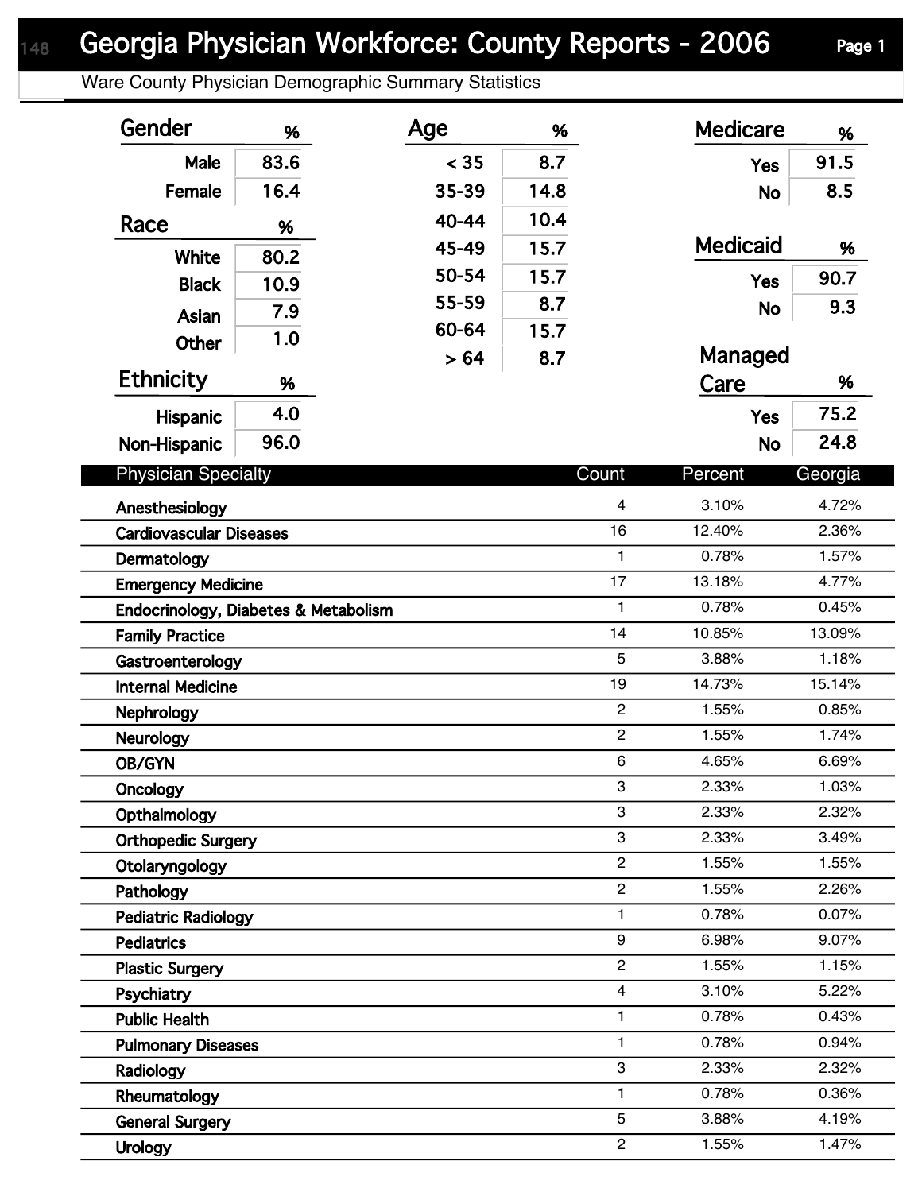# Georgia Physician Workforce: County Reports - 2006

## Ware County Physician Demographic Summary Statistics

| Gender | % |
|---|---|
| Male | 83.6 |
| Female | 16.4 |

| Race | % |
|---|---|
| White | 80.2 |
| Black | 10.9 |
| Asian | 7.9 |
| Other | 1.0 |

| Ethnicity | % |
|---|---|
| Hispanic | 4.0 |
| Non-Hispanic | 96.0 |

| Age | % |
|---|---|
| < 35 | 8.7 |
| 35-39 | 14.8 |
| 40-44 | 10.4 |
| 45-49 | 15.7 |
| 50-54 | 15.7 |
| 55-59 | 8.7 |
| 60-64 | 15.7 |
| > 64 | 8.7 |

| Medicare | % |
|---|---|
| Yes | 91.5 |
| No | 8.5 |

| Medicaid | % |
|---|---|
| Yes | 90.7 |
| No | 9.3 |

| Managed Care | % |
|---|---|
| Yes | 75.2 |
| No | 24.8 |

| Physician Specialty | Count | Percent | Georgia |
|---|---|---|---|
| Anesthesiology | 4 | 3.10% | 4.72% |
| Cardiovascular Diseases | 16 | 12.40% | 2.36% |
| Dermatology | 1 | 0.78% | 1.57% |
| Emergency Medicine | 17 | 13.18% | 4.77% |
| Endocrinology, Diabetes & Metabolism | 1 | 0.78% | 0.45% |
| Family Practice | 14 | 10.85% | 13.09% |
| Gastroenterology | 5 | 3.88% | 1.18% |
| Internal Medicine | 19 | 14.73% | 15.14% |
| Nephrology | 2 | 1.55% | 0.85% |
| Neurology | 2 | 1.55% | 1.74% |
| OB/GYN | 6 | 4.65% | 6.69% |
| Oncology | 3 | 2.33% | 1.03% |
| Opthalmology | 3 | 2.33% | 2.32% |
| Orthopedic Surgery | 3 | 2.33% | 3.49% |
| Otolaryngology | 2 | 1.55% | 1.55% |
| Pathology | 2 | 1.55% | 2.26% |
| Pediatric Radiology | 1 | 0.78% | 0.07% |
| Pediatrics | 9 | 6.98% | 9.07% |
| Plastic Surgery | 2 | 1.55% | 1.15% |
| Psychiatry | 4 | 3.10% | 5.22% |
| Public Health | 1 | 0.78% | 0.43% |
| Pulmonary Diseases | 1 | 0.78% | 0.94% |
| Radiology | 3 | 2.33% | 2.32% |
| Rheumatology | 1 | 0.78% | 0.36% |
| General Surgery | 5 | 3.88% | 4.19% |
| Urology | 2 | 1.55% | 1.47% |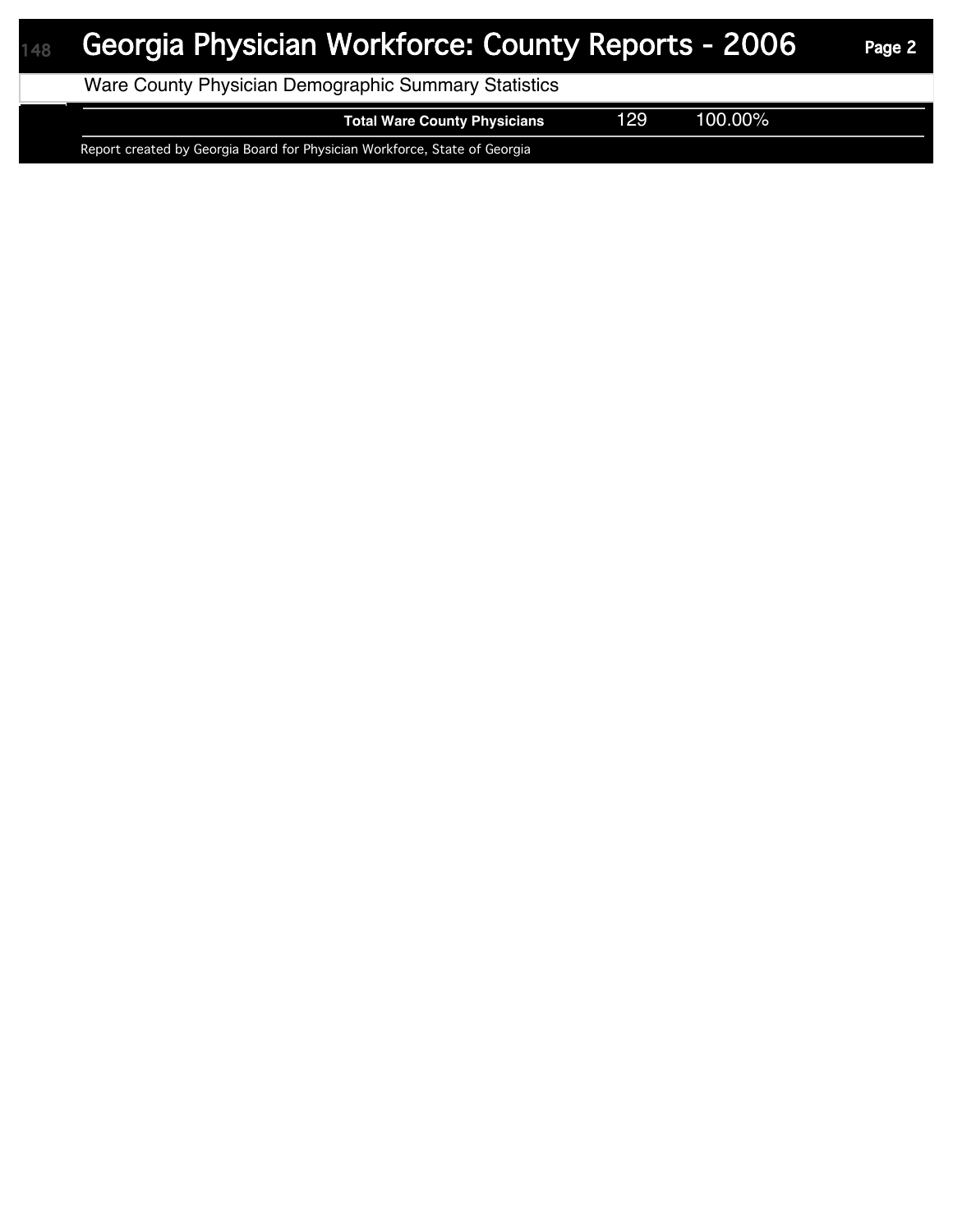## Ware County Physician Demographic Summary Statistics

| | | |
|---|---|---|
| **Total Ware County Physicians** | 129 | 100.00% |

Report created by Georgia Board for Physician Workforce, State of Georgia